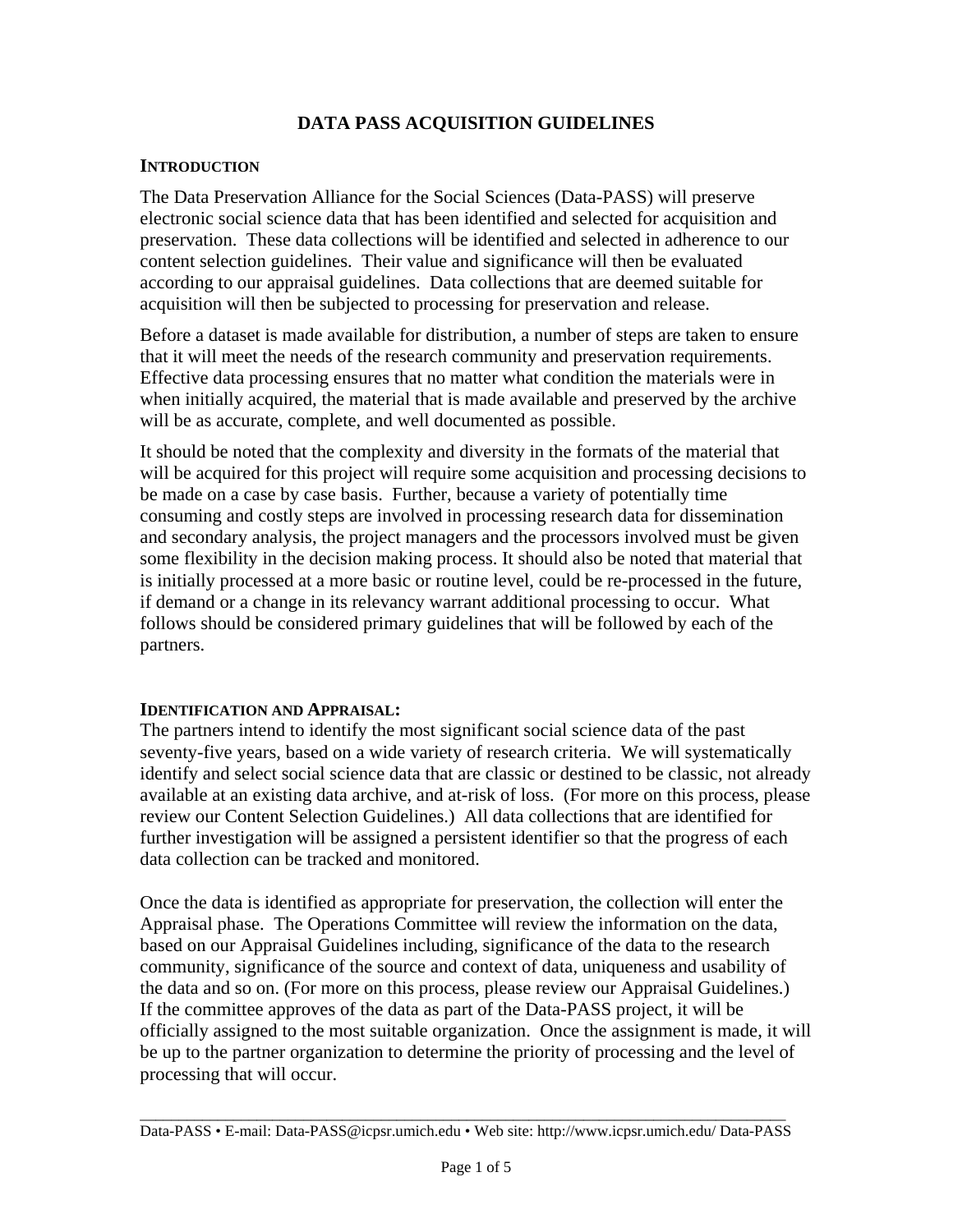# DATA PASS ACQUISITION GUIDELINES

## INTRODUCTION

The Data Preservation Alliance for the Social Sciences (Data-PASS) will preserve electronic social science data that has been identified and selected for acquisition and preservation. These data collections will be identified and selected in adherence to our content selection guidelines. Their value and significance will then be evaluated according to our appraisal guidelines. Data collections that are deemed suitable for acquisition will then be subjected to processing for preservation and release.

Before a dataset is made available for distribution, a number of steps are taken to ensure that it will meet the needs of the research community and preservation requirements. Effective data processing ensures that no matter what condition the materials were in when initially acquired, the material that is made available and preserved by the archive will be as accurate, complete, and well documented as possible.

It should be noted that the complexity and diversity in the formats of the material that will be acquired for this project will require some acquisition and processing decisions to be made on a case by case basis. Further, because a variety of potentially time consuming and costly steps are involved in processing research data for dissemination and secondary analysis, the project managers and the processors involved must be given some flexibility in the decision making process. It should also be noted that material that is initially processed at a more basic or routine level, could be re-processed in the future, if demand or a change in its relevancy warrant additional processing to occur. What follows should be considered primary guidelines that will be followed by each of the partners.

## IDENTIFICATION AND APPRAISAL:

The partners intend to identify the most significant social science data of the past seventy-five years, based on a wide variety of research criteria. We will systematically identify and select social science data that are classic or destined to be classic, not already available at an existing data archive, and at-risk of loss. (For more on this process, please review our Content Selection Guidelines.) All data collections that are identified for further investigation will be assigned a persistent identifier so that the progress of each data collection can be tracked and monitored.

Once the data is identified as appropriate for preservation, the collection will enter the Appraisal phase. The Operations Committee will review the information on the data, based on our Appraisal Guidelines including, significance of the data to the research community, significance of the source and context of data, uniqueness and usability of the data and so on. (For more on this process, please review our Appraisal Guidelines.) If the committee approves of the data as part of the Data-PASS project, it will be officially assigned to the most suitable organization. Once the assignment is made, it will be up to the partner organization to determine the priority of processing and the level of processing that will occur.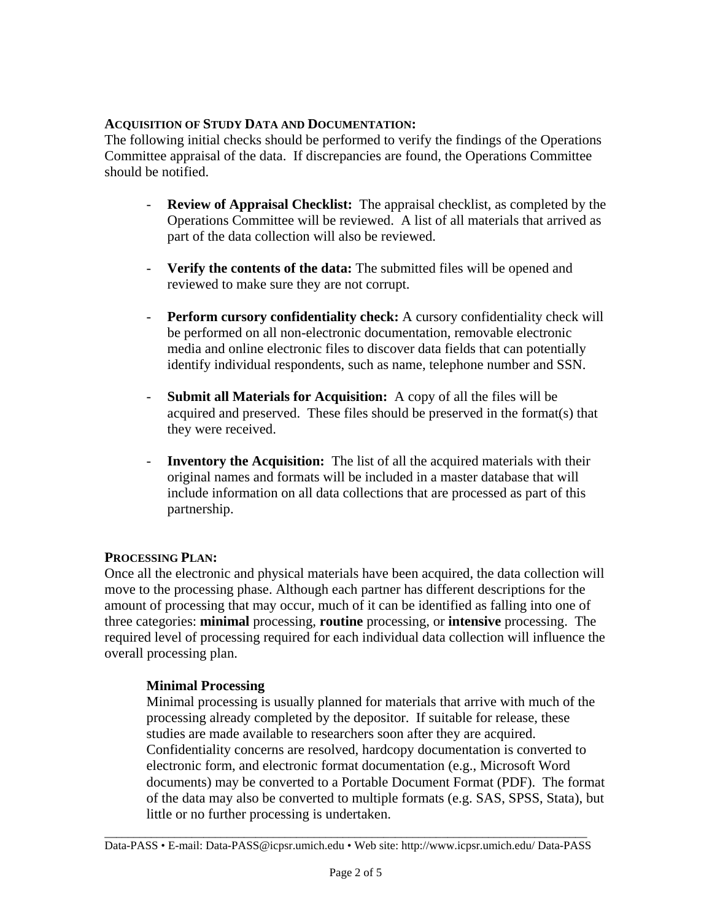## Acquisition of Study Data and Documentation:

The following initial checks should be performed to verify the findings of the Operations Committee appraisal of the data. If discrepancies are found, the Operations Committee should be notified.

- **Review of Appraisal Checklist:** The appraisal checklist, as completed by the Operations Committee will be reviewed. A list of all materials that arrived as part of the data collection will also be reviewed.
- **Verify the contents of the data:** The submitted files will be opened and reviewed to make sure they are not corrupt.
- **Perform cursory confidentiality check:** A cursory confidentiality check will be performed on all non-electronic documentation, removable electronic media and online electronic files to discover data fields that can potentially identify individual respondents, such as name, telephone number and SSN.
- **Submit all Materials for Acquisition:** A copy of all the files will be acquired and preserved. These files should be preserved in the format(s) that they were received.
- **Inventory the Acquisition:** The list of all the acquired materials with their original names and formats will be included in a master database that will include information on all data collections that are processed as part of this partnership.

## Processing Plan:

Once all the electronic and physical materials have been acquired, the data collection will move to the processing phase. Although each partner has different descriptions for the amount of processing that may occur, much of it can be identified as falling into one of three categories: **minimal** processing, **routine** processing, or **intensive** processing. The required level of processing required for each individual data collection will influence the overall processing plan.

### Minimal Processing

Minimal processing is usually planned for materials that arrive with much of the processing already completed by the depositor. If suitable for release, these studies are made available to researchers soon after they are acquired. Confidentiality concerns are resolved, hardcopy documentation is converted to electronic form, and electronic format documentation (e.g., Microsoft Word documents) may be converted to a Portable Document Format (PDF). The format of the data may also be converted to multiple formats (e.g. SAS, SPSS, Stata), but little or no further processing is undertaken.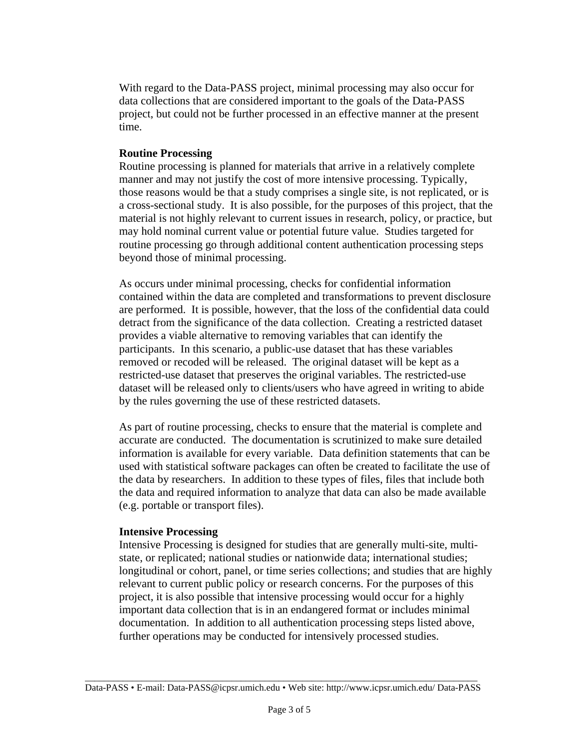With regard to the Data-PASS project, minimal processing may also occur for data collections that are considered important to the goals of the Data-PASS project, but could not be further processed in an effective manner at the present time.

**Routine Processing**

Routine processing is planned for materials that arrive in a relatively complete manner and may not justify the cost of more intensive processing. Typically, those reasons would be that a study comprises a single site, is not replicated, or is a cross-sectional study. It is also possible, for the purposes of this project, that the material is not highly relevant to current issues in research, policy, or practice, but may hold nominal current value or potential future value. Studies targeted for routine processing go through additional content authentication processing steps beyond those of minimal processing.

As occurs under minimal processing, checks for confidential information contained within the data are completed and transformations to prevent disclosure are performed. It is possible, however, that the loss of the confidential data could detract from the significance of the data collection. Creating a restricted dataset provides a viable alternative to removing variables that can identify the participants. In this scenario, a public-use dataset that has these variables removed or recoded will be released. The original dataset will be kept as a restricted-use dataset that preserves the original variables. The restricted-use dataset will be released only to clients/users who have agreed in writing to abide by the rules governing the use of these restricted datasets.

As part of routine processing, checks to ensure that the material is complete and accurate are conducted. The documentation is scrutinized to make sure detailed information is available for every variable. Data definition statements that can be used with statistical software packages can often be created to facilitate the use of the data by researchers. In addition to these types of files, files that include both the data and required information to analyze that data can also be made available (e.g. portable or transport files).

**Intensive Processing**

Intensive Processing is designed for studies that are generally multi-site, multi-state, or replicated; national studies or nationwide data; international studies; longitudinal or cohort, panel, or time series collections; and studies that are highly relevant to current public policy or research concerns. For the purposes of this project, it is also possible that intensive processing would occur for a highly important data collection that is in an endangered format or includes minimal documentation. In addition to all authentication processing steps listed above, further operations may be conducted for intensively processed studies.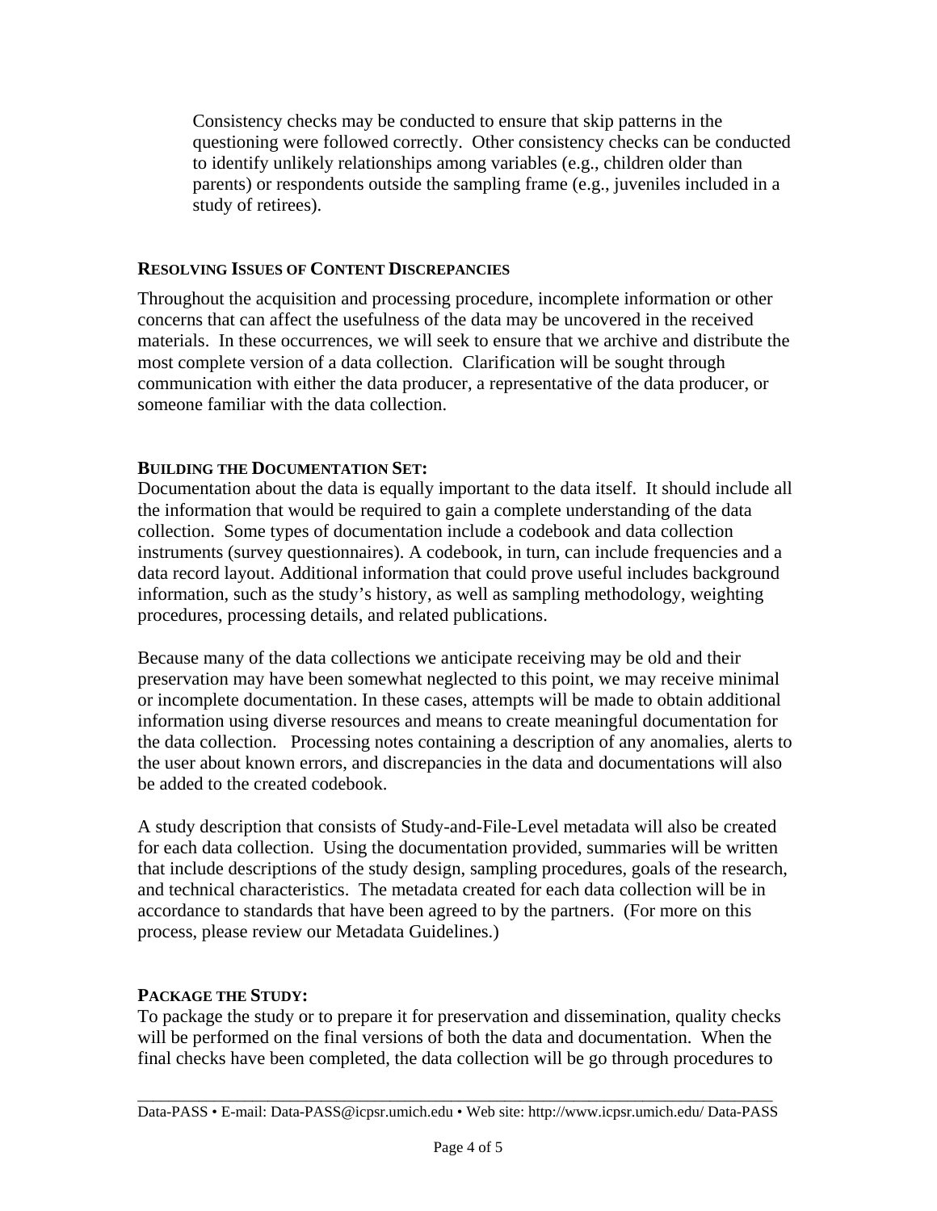Consistency checks may be conducted to ensure that skip patterns in the questioning were followed correctly. Other consistency checks can be conducted to identify unlikely relationships among variables (e.g., children older than parents) or respondents outside the sampling frame (e.g., juveniles included in a study of retirees).

### RESOLVING ISSUES OF CONTENT DISCREPANCIES

Throughout the acquisition and processing procedure, incomplete information or other concerns that can affect the usefulness of the data may be uncovered in the received materials. In these occurrences, we will seek to ensure that we archive and distribute the most complete version of a data collection. Clarification will be sought through communication with either the data producer, a representative of the data producer, or someone familiar with the data collection.

### BUILDING THE DOCUMENTATION SET:

Documentation about the data is equally important to the data itself. It should include all the information that would be required to gain a complete understanding of the data collection. Some types of documentation include a codebook and data collection instruments (survey questionnaires). A codebook, in turn, can include frequencies and a data record layout. Additional information that could prove useful includes background information, such as the study's history, as well as sampling methodology, weighting procedures, processing details, and related publications.

Because many of the data collections we anticipate receiving may be old and their preservation may have been somewhat neglected to this point, we may receive minimal or incomplete documentation. In these cases, attempts will be made to obtain additional information using diverse resources and means to create meaningful documentation for the data collection. Processing notes containing a description of any anomalies, alerts to the user about known errors, and discrepancies in the data and documentations will also be added to the created codebook.

A study description that consists of Study-and-File-Level metadata will also be created for each data collection. Using the documentation provided, summaries will be written that include descriptions of the study design, sampling procedures, goals of the research, and technical characteristics. The metadata created for each data collection will be in accordance to standards that have been agreed to by the partners. (For more on this process, please review our Metadata Guidelines.)

### PACKAGE THE STUDY:

To package the study or to prepare it for preservation and dissemination, quality checks will be performed on the final versions of both the data and documentation. When the final checks have been completed, the data collection will be go through procedures to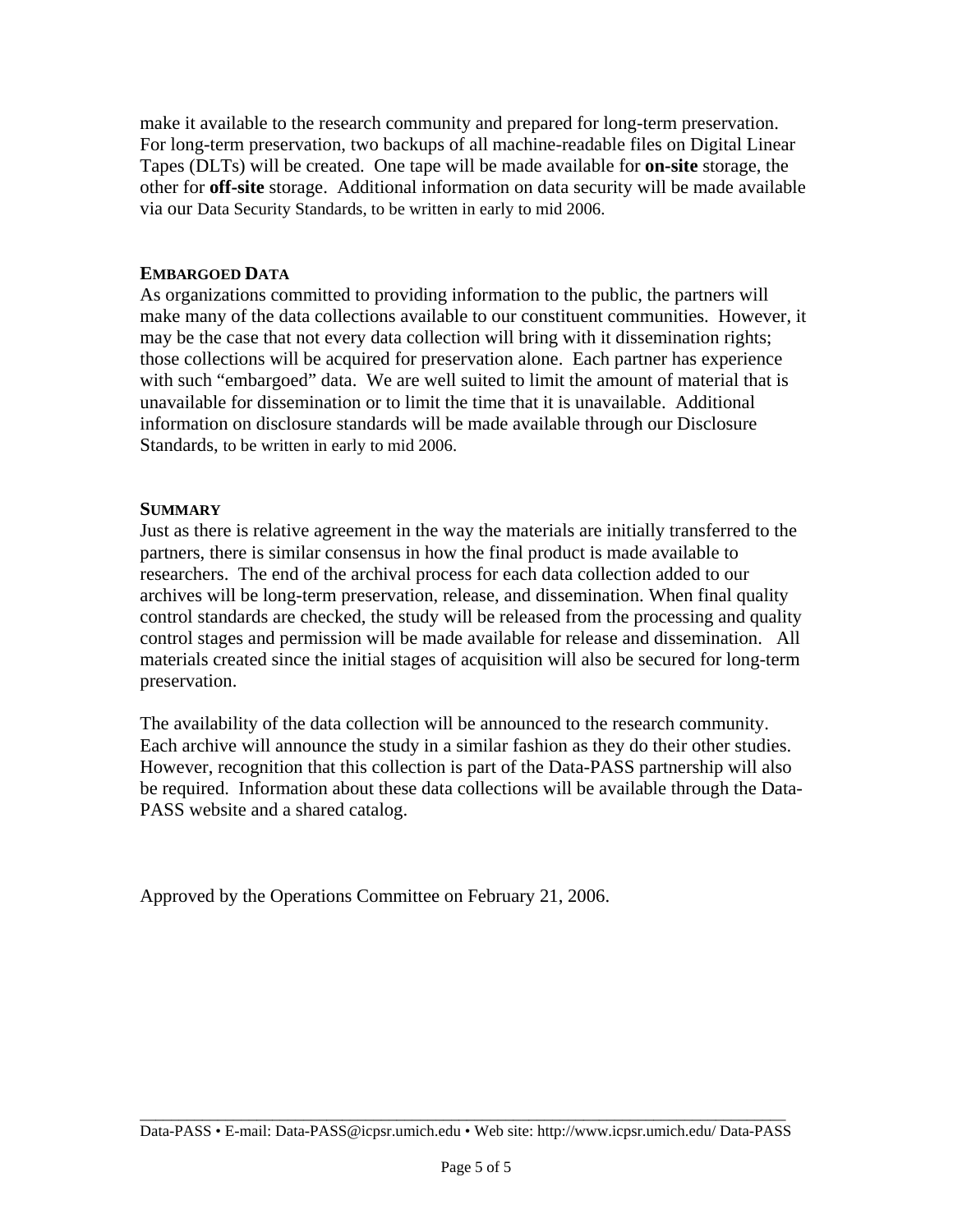make it available to the research community and prepared for long-term preservation. For long-term preservation, two backups of all machine-readable files on Digital Linear Tapes (DLTs) will be created. One tape will be made available for **on-site** storage, the other for **off-site** storage. Additional information on data security will be made available via our Data Security Standards, to be written in early to mid 2006.

## EMBARGOED DATA

As organizations committed to providing information to the public, the partners will make many of the data collections available to our constituent communities. However, it may be the case that not every data collection will bring with it dissemination rights; those collections will be acquired for preservation alone. Each partner has experience with such "embargoed" data. We are well suited to limit the amount of material that is unavailable for dissemination or to limit the time that it is unavailable. Additional information on disclosure standards will be made available through our Disclosure Standards, to be written in early to mid 2006.

## SUMMARY

Just as there is relative agreement in the way the materials are initially transferred to the partners, there is similar consensus in how the final product is made available to researchers. The end of the archival process for each data collection added to our archives will be long-term preservation, release, and dissemination. When final quality control standards are checked, the study will be released from the processing and quality control stages and permission will be made available for release and dissemination. All materials created since the initial stages of acquisition will also be secured for long-term preservation.

The availability of the data collection will be announced to the research community. Each archive will announce the study in a similar fashion as they do their other studies. However, recognition that this collection is part of the Data-PASS partnership will also be required. Information about these data collections will be available through the Data-PASS website and a shared catalog.

Approved by the Operations Committee on February 21, 2006.